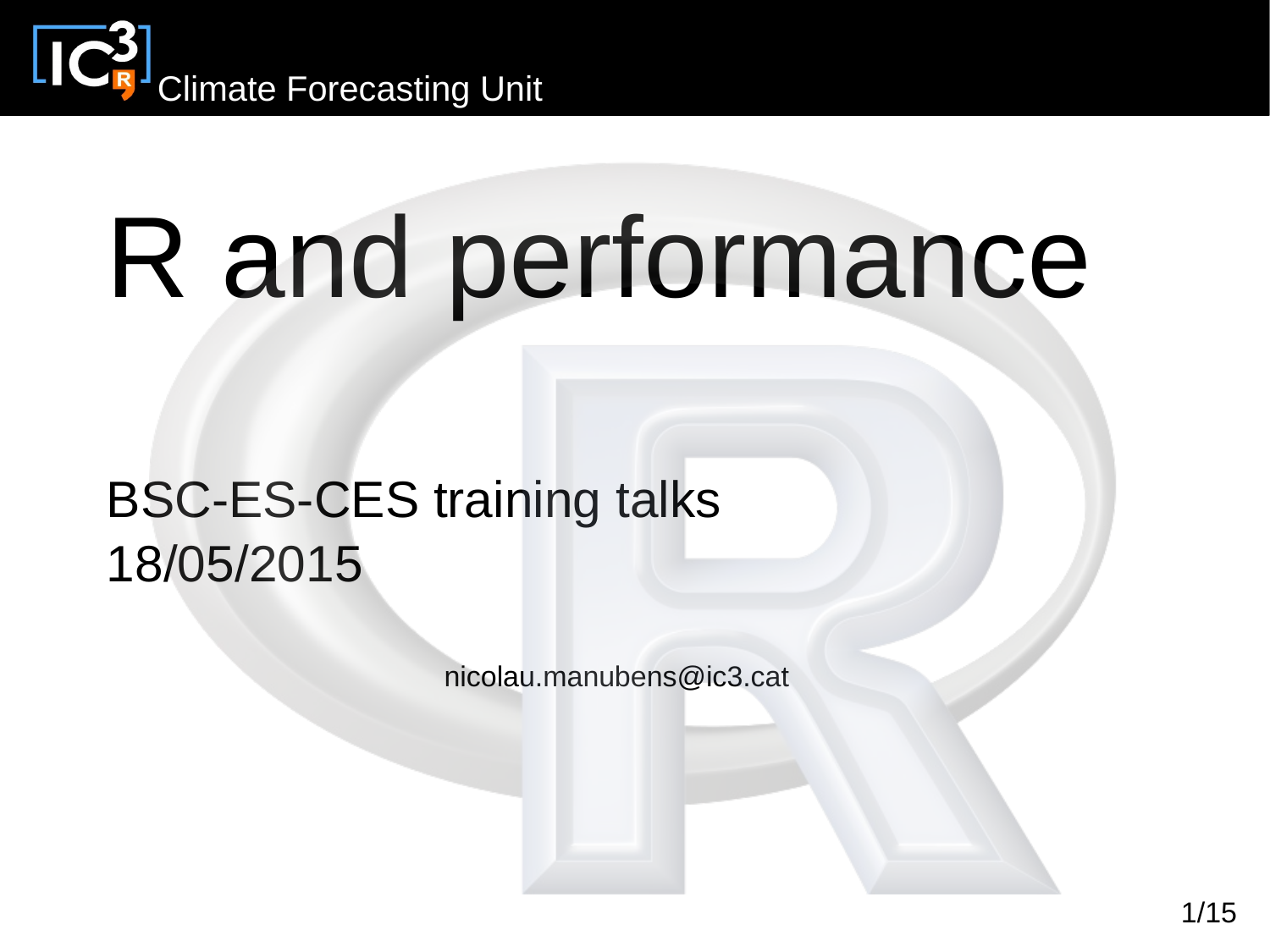Climate Forecasting Unit

# R and performance

BSC-ES-CES training talks
18/05/2015

nicolau.manubens@ic3.cat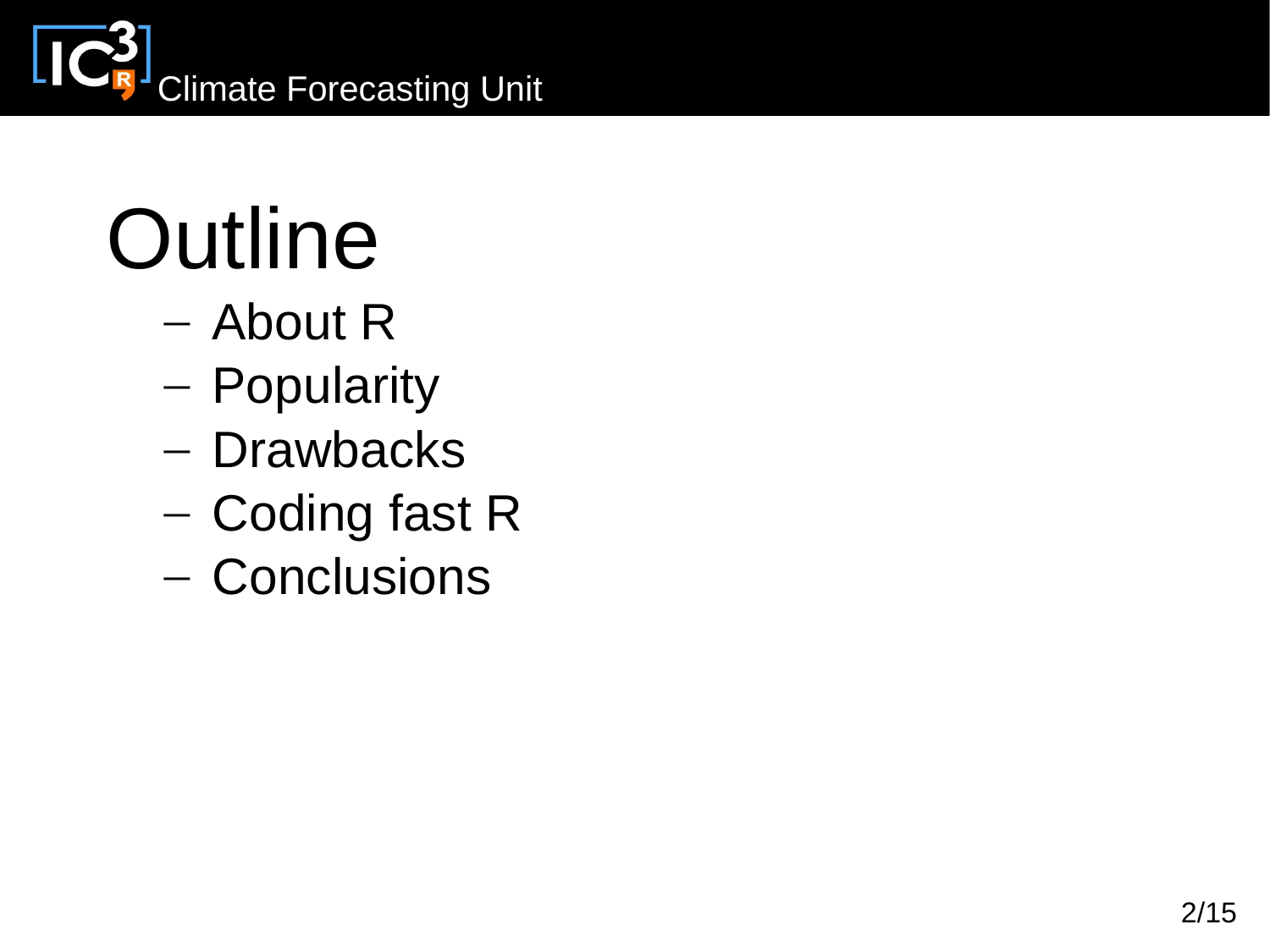# Outline

- About R
- Popularity
- Drawbacks
- Coding fast R
- Conclusions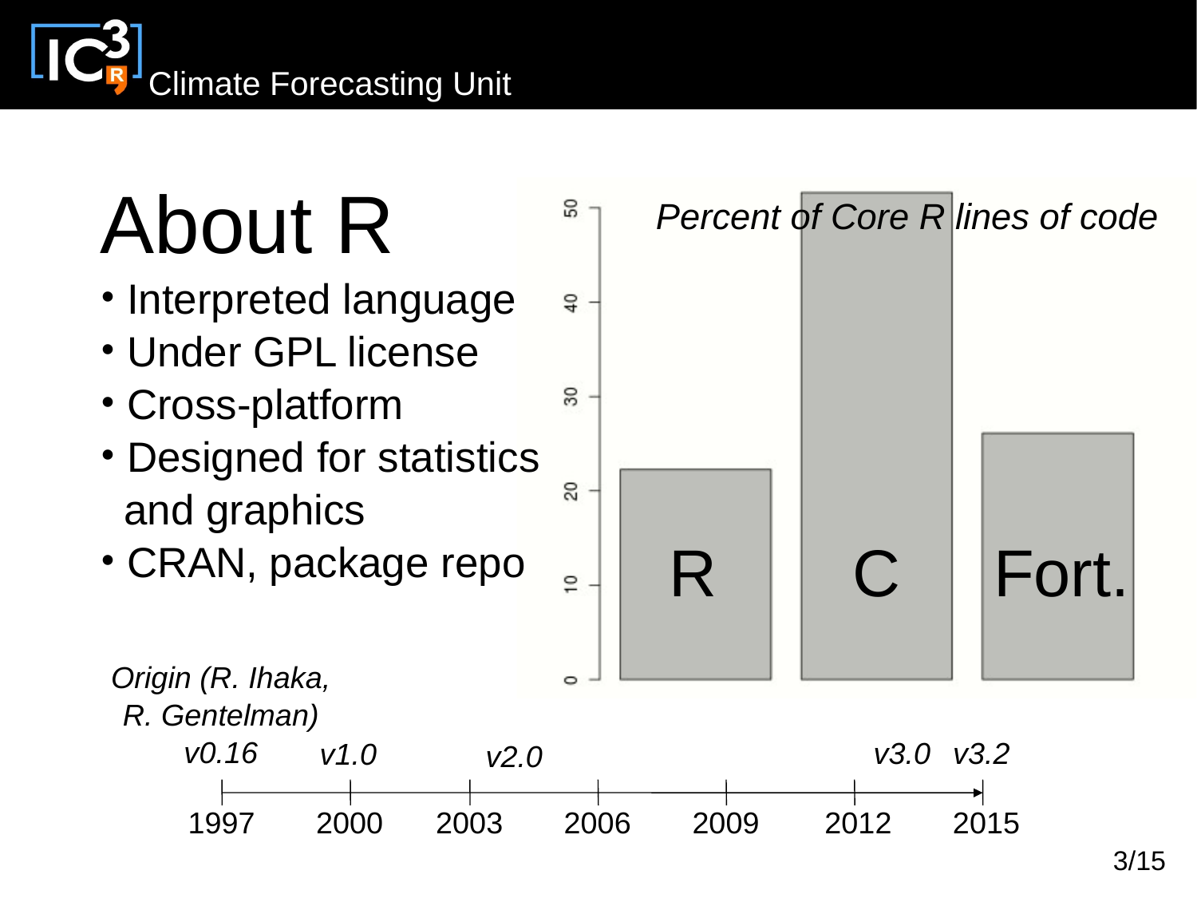# About R

- Interpreted language
- Under GPL license
- Cross-platform
- Designed for statistics and graphics
- CRAN, package repo

*Percent of Core R lines of code*

| Language | Percent (approx.) |
|---|---|
| R | 22 |
| C | 52 |
| Fort. | 26 |

*Origin (R. Ihaka, R. Gentelman)*

| Version | Year |
|---|---|
| *v0.16* | 1997 |
| *v1.0* | 2000 |
| *v2.0* | 2004 |
| *v3.0* | 2013 |
| *v3.2* | 2015 |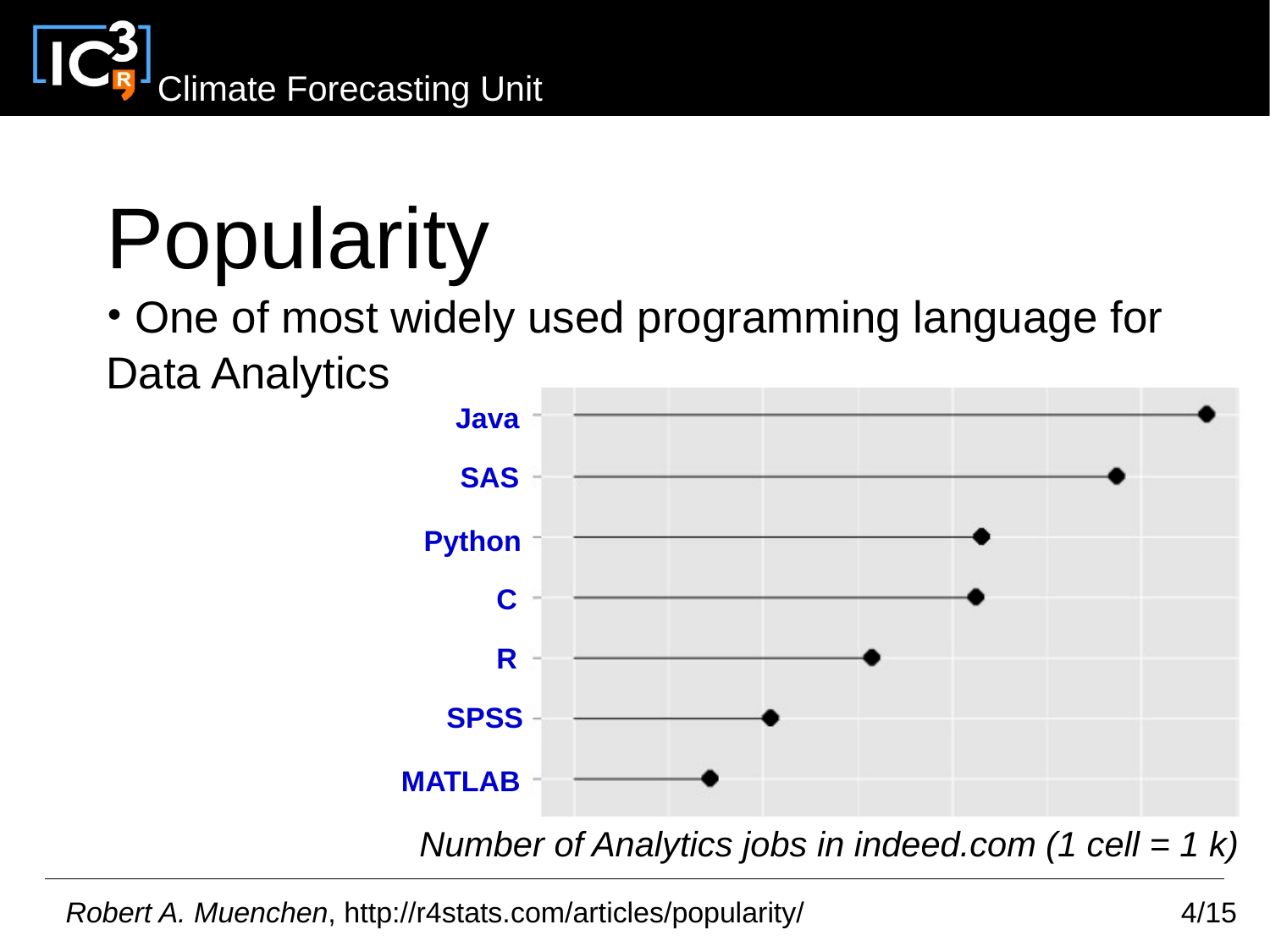# Popularity

- One of most widely used programming language for Data Analytics

Java

SAS

Python

C

R

SPSS

MATLAB

*Number of Analytics jobs in indeed.com (1 cell = 1 k)*

*Robert A. Muenchen*, http://r4stats.com/articles/popularity/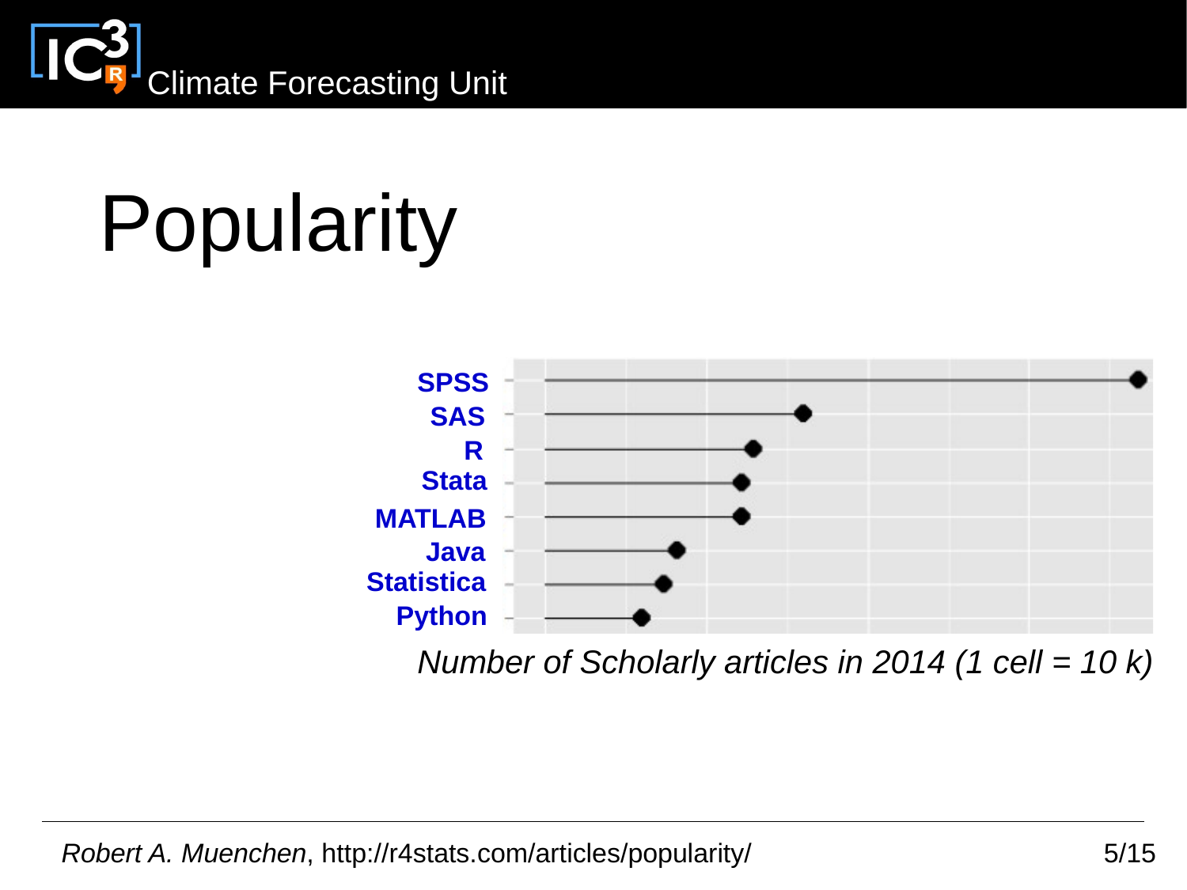# Popularity

SPSS
SAS
R
Stata
MATLAB
Java
Statistica
Python

*Number of Scholarly articles in 2014 (1 cell = 10 k)*

*Robert A. Muenchen*, http://r4stats.com/articles/popularity/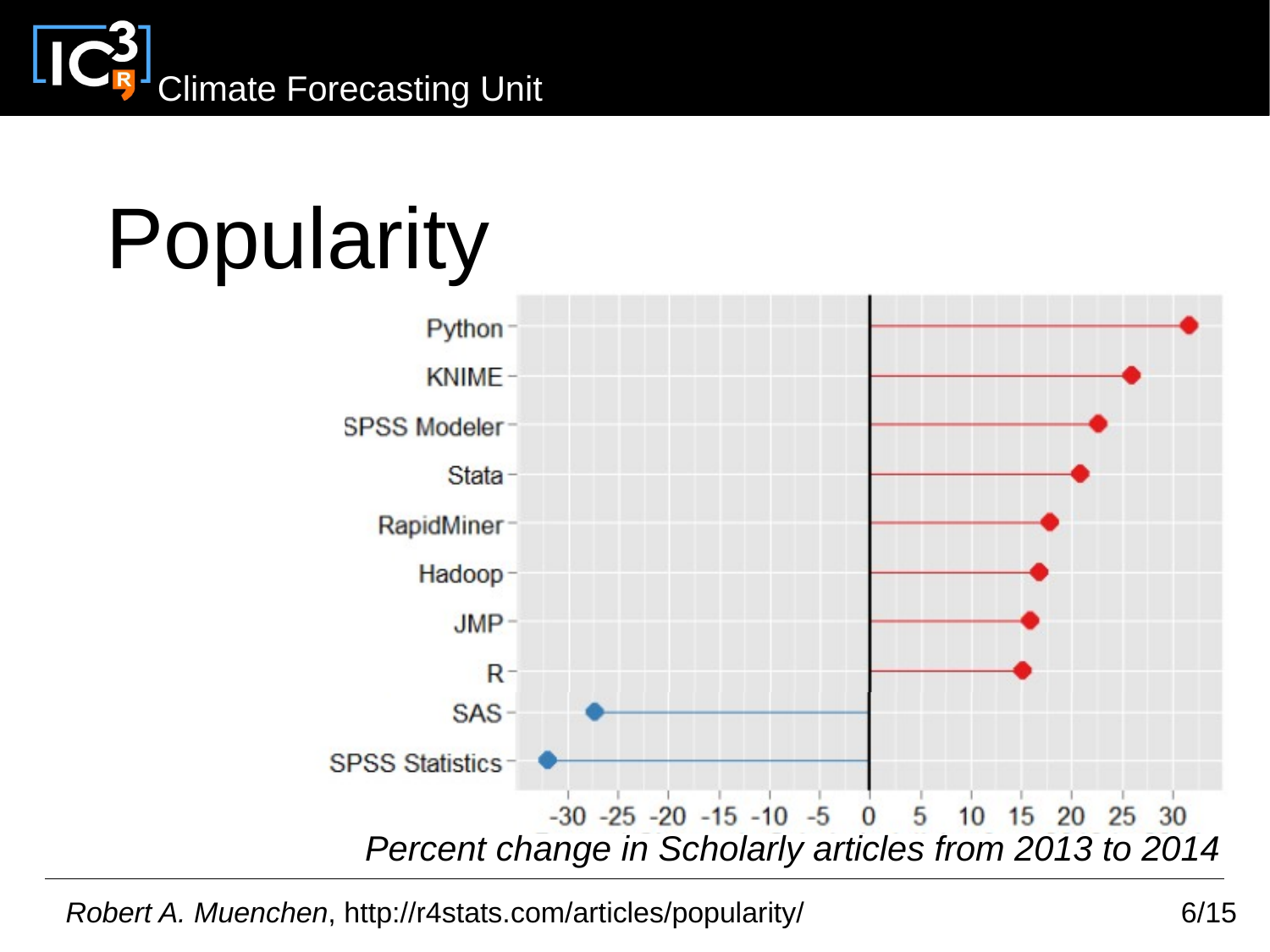# Popularity

| Software | Percent change |
|---|---|
| Python | ≈ +31 |
| KNIME | ≈ +26 |
| SPSS Modeler | ≈ +23 |
| Stata | ≈ +21 |
| RapidMiner | ≈ +18 |
| Hadoop | ≈ +17 |
| JMP | ≈ +16 |
| R | ≈ +15 |
| SAS | ≈ −27 |
| SPSS Statistics | ≈ −32 |

*Percent change in Scholarly articles from 2013 to 2014*

*Robert A. Muenchen*, http://r4stats.com/articles/popularity/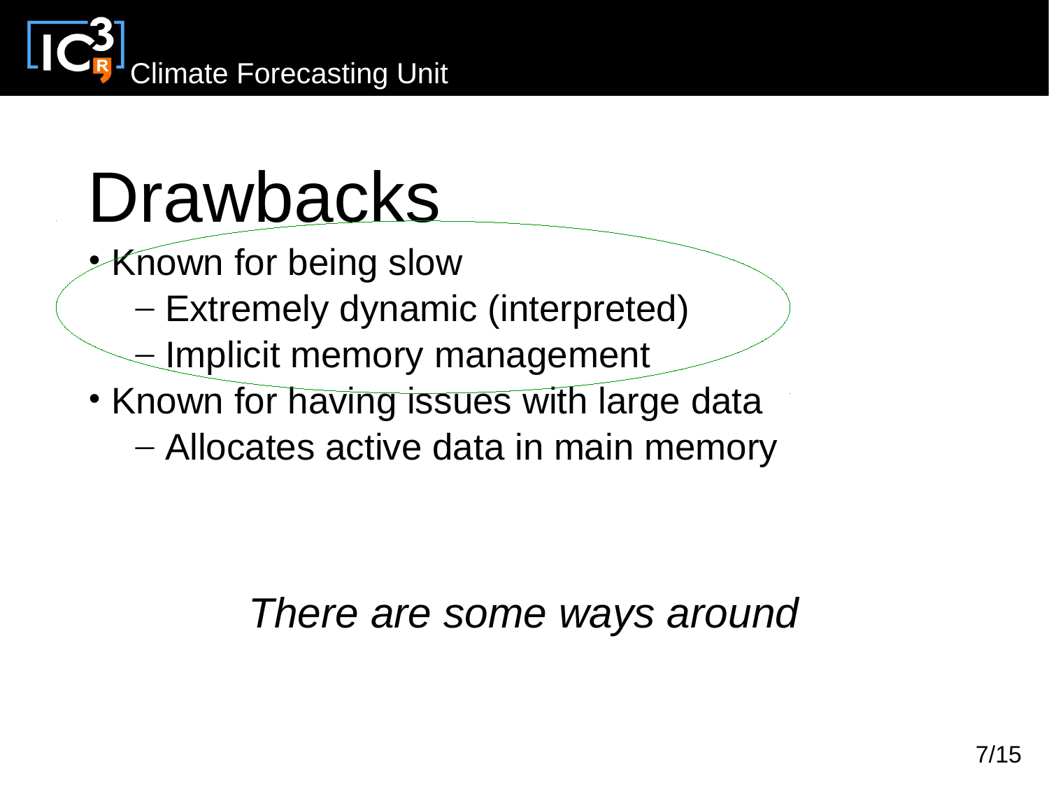# Drawbacks

- Known for being slow
  - Extremely dynamic (interpreted)
  - Implicit memory management
- Known for having issues with large data
  - Allocates active data in main memory

*There are some ways around*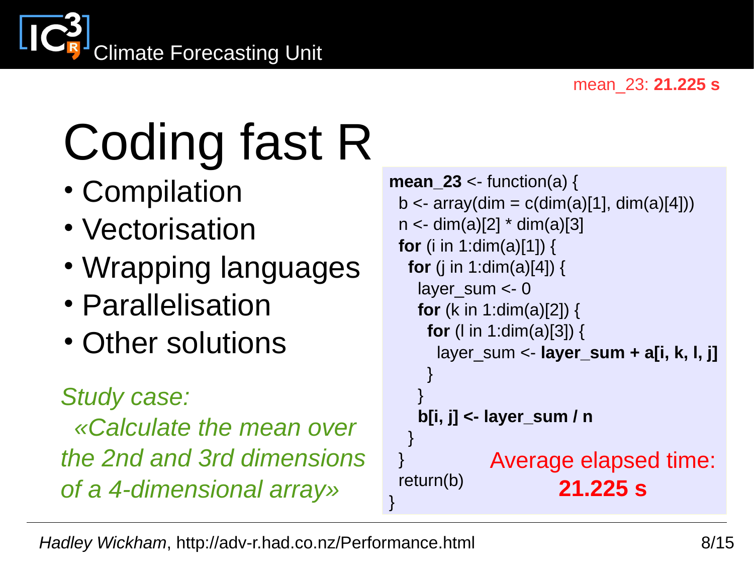mean_23: **21.225 s**

# Coding fast R

- Compilation
- Vectorisation
- Wrapping languages
- Parallelisation
- Other solutions

*Study case:*
*«Calculate the mean over the 2nd and 3rd dimensions of a 4-dimensional array»*

```
mean_23 <- function(a) {
  b <- array(dim = c(dim(a)[1], dim(a)[4]))
  n <- dim(a)[2] * dim(a)[3]
  for (i in 1:dim(a)[1]) {
    for (j in 1:dim(a)[4]) {
      layer_sum <- 0
      for (k in 1:dim(a)[2]) {
        for (l in 1:dim(a)[3]) {
          layer_sum <- layer_sum + a[i, k, l, j]
        }
      }
      b[i, j] <- layer_sum / n
    }
  }
  return(b)
}
```

Average elapsed time: **21.225 s**

*Hadley Wickham*, http://adv-r.had.co.nz/Performance.html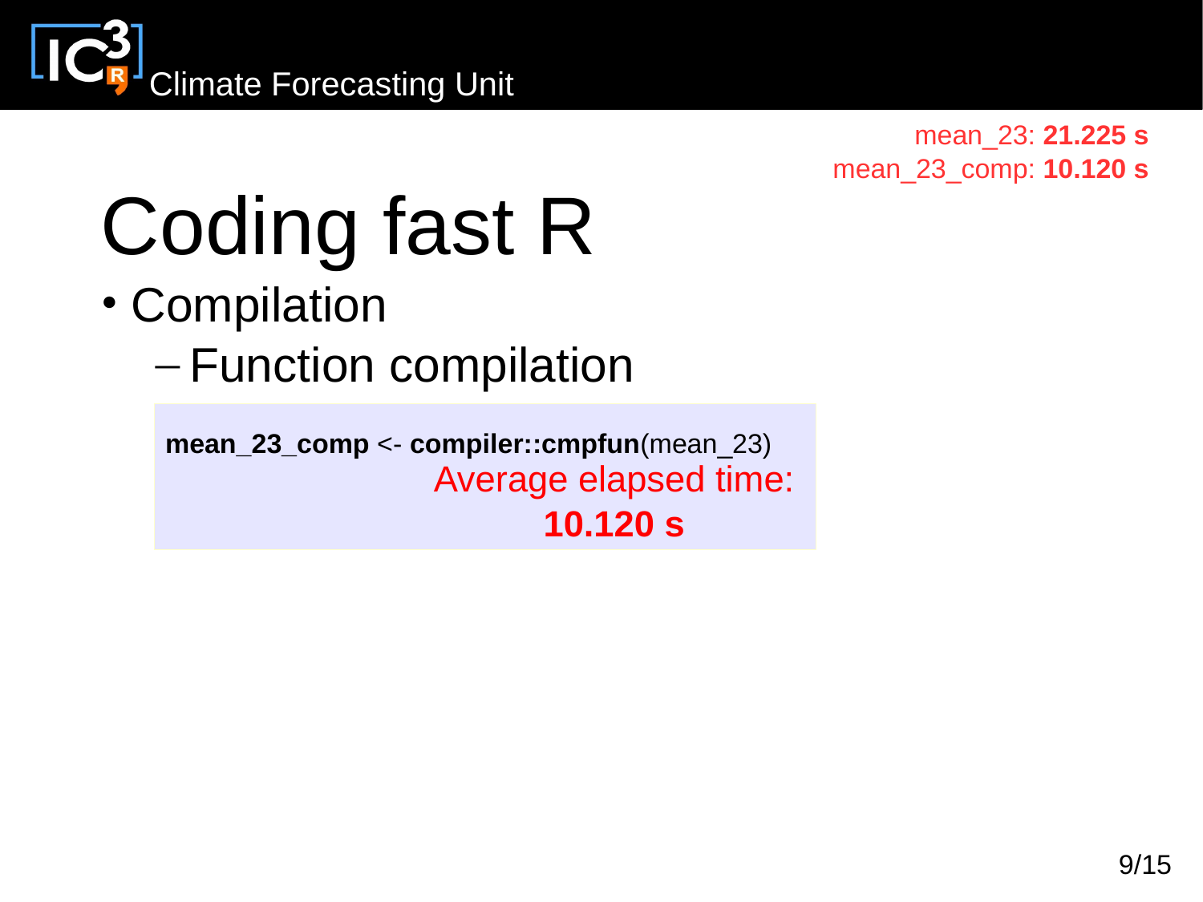mean_23: **21.225 s**
mean_23_comp: **10.120 s**

# Coding fast R

- Compilation
  - Function compilation

```
mean_23_comp <- compiler::cmpfun(mean_23)
```

Average elapsed time: **10.120 s**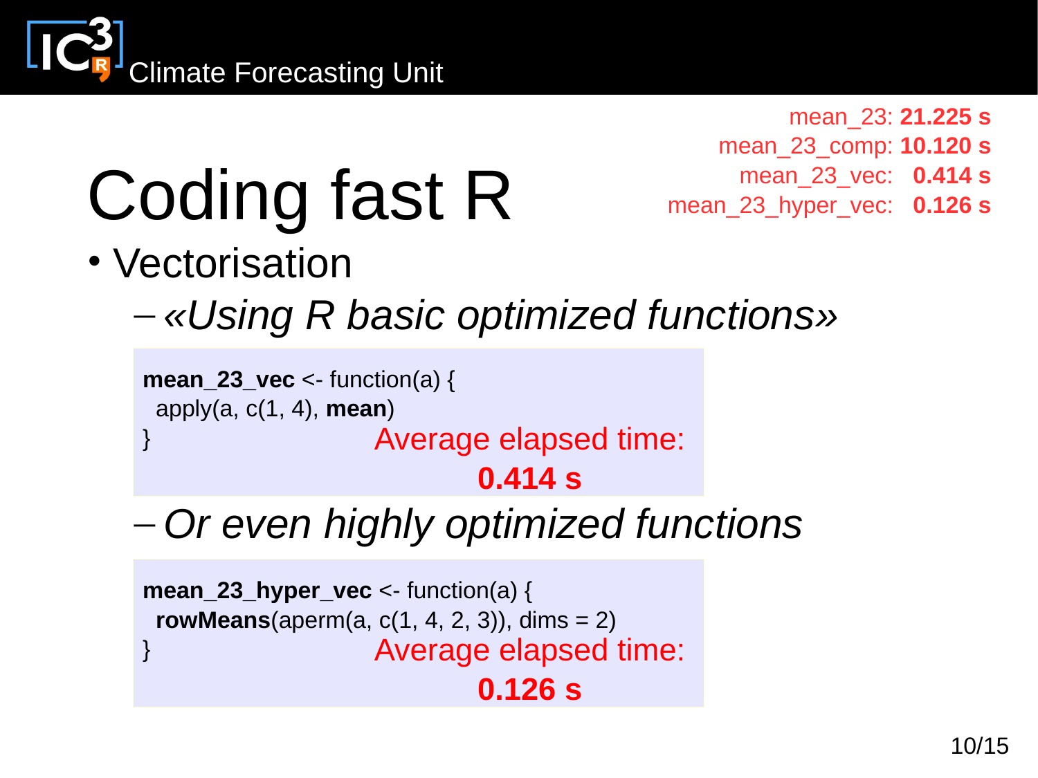# Coding fast R

mean_23: **21.225 s**
mean_23_comp: **10.120 s**
mean_23_vec: **0.414 s**
mean_23_hyper_vec: **0.126 s**

- Vectorisation
  - *«Using R basic optimized functions»*

```
mean_23_vec <- function(a) {
  apply(a, c(1, 4), mean)
}
```

Average elapsed time: **0.414 s**

  - *Or even highly optimized functions*

```
mean_23_hyper_vec <- function(a) {
  rowMeans(aperm(a, c(1, 4, 2, 3)), dims = 2)
}
```

Average elapsed time: **0.126 s**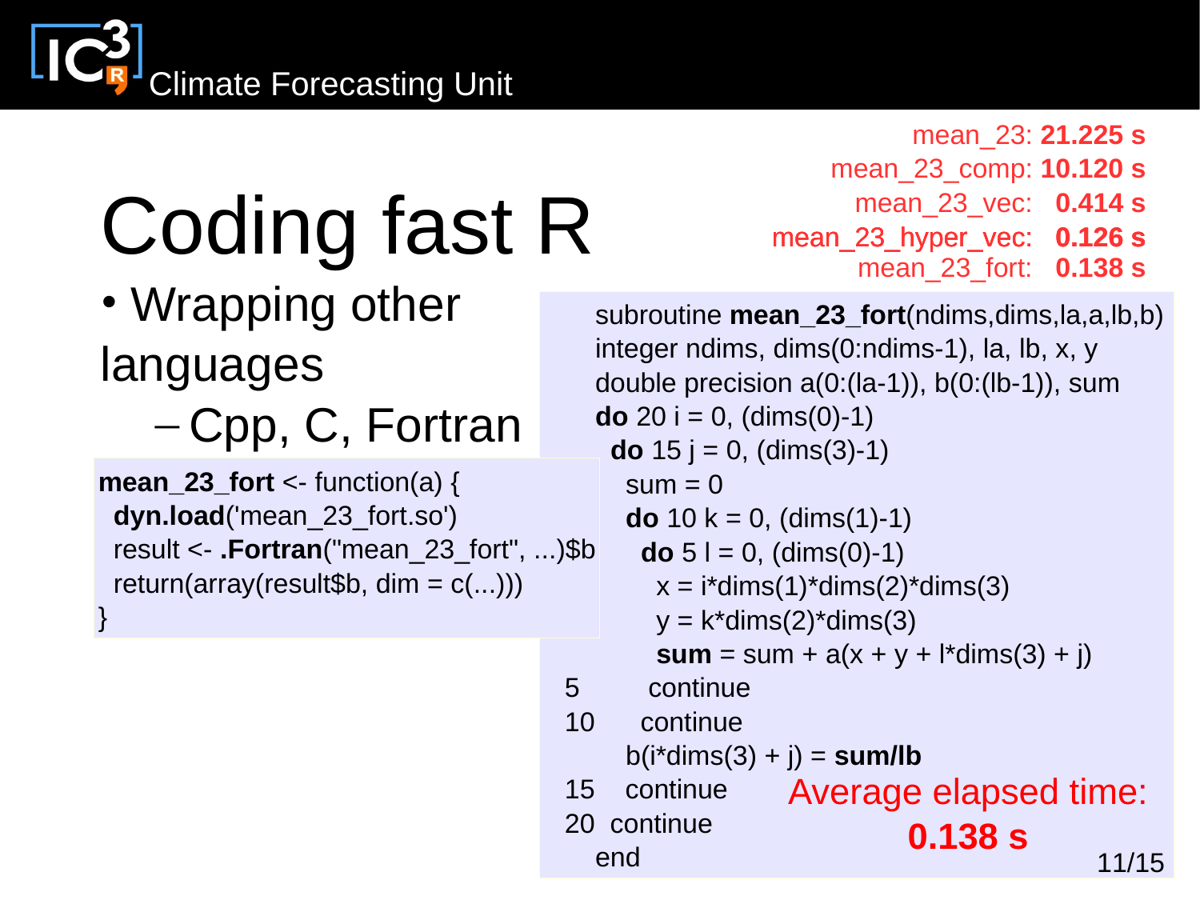# Coding fast R

- Wrapping other languages
  - Cpp, C, Fortran

mean_23: **21.225 s**
mean_23_comp: **10.120 s**
mean_23_vec: **0.414 s**
mean_23_hyper_vec: **0.126 s**
mean_23_fort: **0.138 s**

```
mean_23_fort <- function(a) {
  dyn.load('mean_23_fort.so')
  result <- .Fortran("mean_23_fort", ...)$b
  return(array(result$b, dim = c(...)))
}
```

```
      subroutine mean_23_fort(ndims,dims,la,a,lb,b)
      integer ndims, dims(0:ndims-1), la, lb, x, y
      double precision a(0:(la-1)), b(0:(lb-1)), sum
      do 20 i = 0, (dims(0)-1)
        do 15 j = 0, (dims(3)-1)
          sum = 0
          do 10 k = 0, (dims(1)-1)
            do 5 l = 0, (dims(0)-1)
              x = i*dims(1)*dims(2)*dims(3)
              y = k*dims(2)*dims(3)
              sum = sum + a(x + y + l*dims(3) + j)
5           continue
10        continue
          b(i*dims(3) + j) = sum/lb
15      continue
20    continue
      end
```

Average elapsed time: **0.138 s**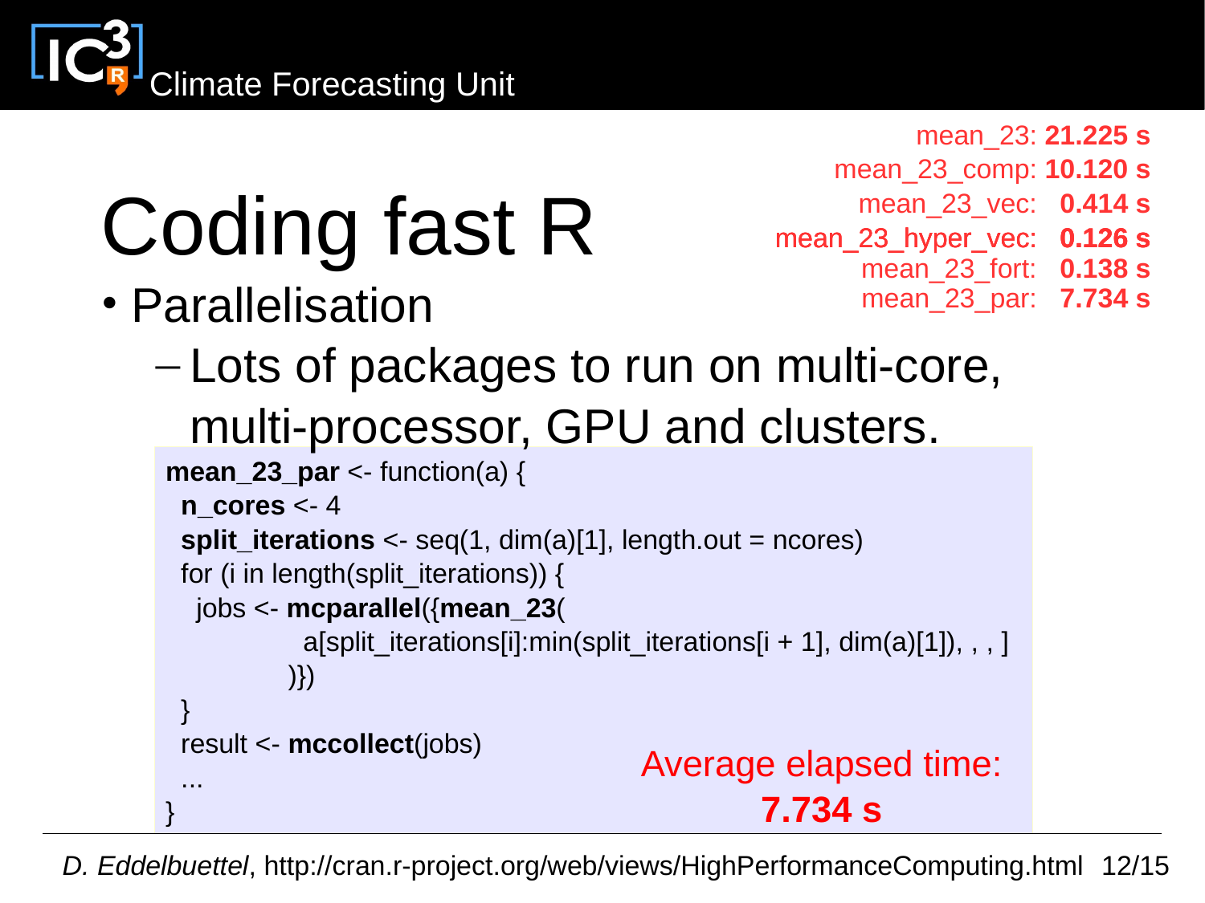# Coding fast R

mean_23: **21.225 s**
mean_23_comp: **10.120 s**
mean_23_vec: **0.414 s**
mean_23_hyper_vec: **0.126 s**
mean_23_fort: **0.138 s**
mean_23_par: **7.734 s**

- Parallelisation
  - Lots of packages to run on multi-core, multi-processor, GPU and clusters.

```
mean_23_par <- function(a) {
  n_cores <- 4
  split_iterations <- seq(1, dim(a)[1], length.out = ncores)
  for (i in length(split_iterations)) {
    jobs <- mcparallel({mean_23(
              a[split_iterations[i]:min(split_iterations[i + 1], dim(a)[1]), , , ]
            )})
  }
  result <- mccollect(jobs)
  ...
}
```

Average elapsed time: **7.734 s**

*D. Eddelbuettel*, http://cran.r-project.org/web/views/HighPerformanceComputing.html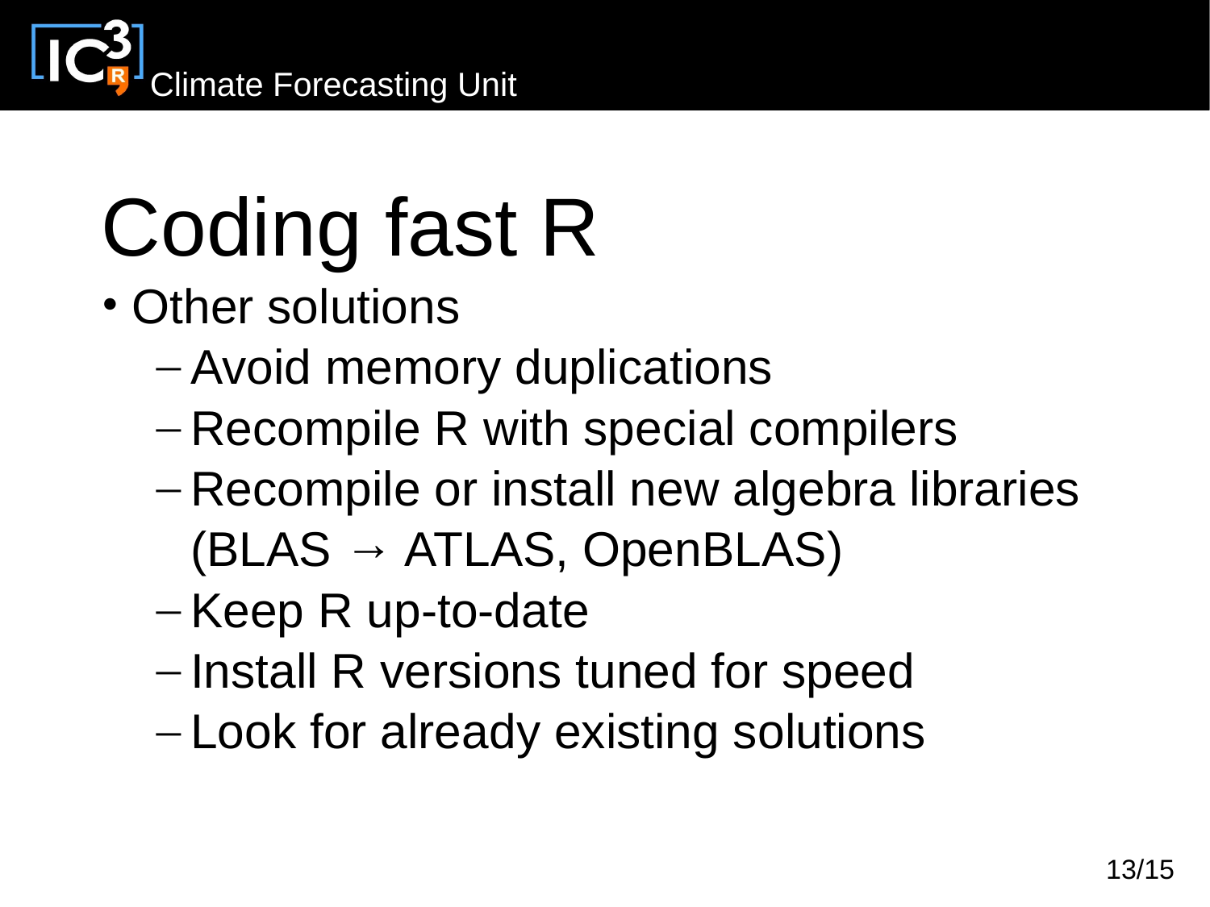# Coding fast R

- Other solutions
  - Avoid memory duplications
  - Recompile R with special compilers
  - Recompile or install new algebra libraries (BLAS → ATLAS, OpenBLAS)
  - Keep R up-to-date
  - Install R versions tuned for speed
  - Look for already existing solutions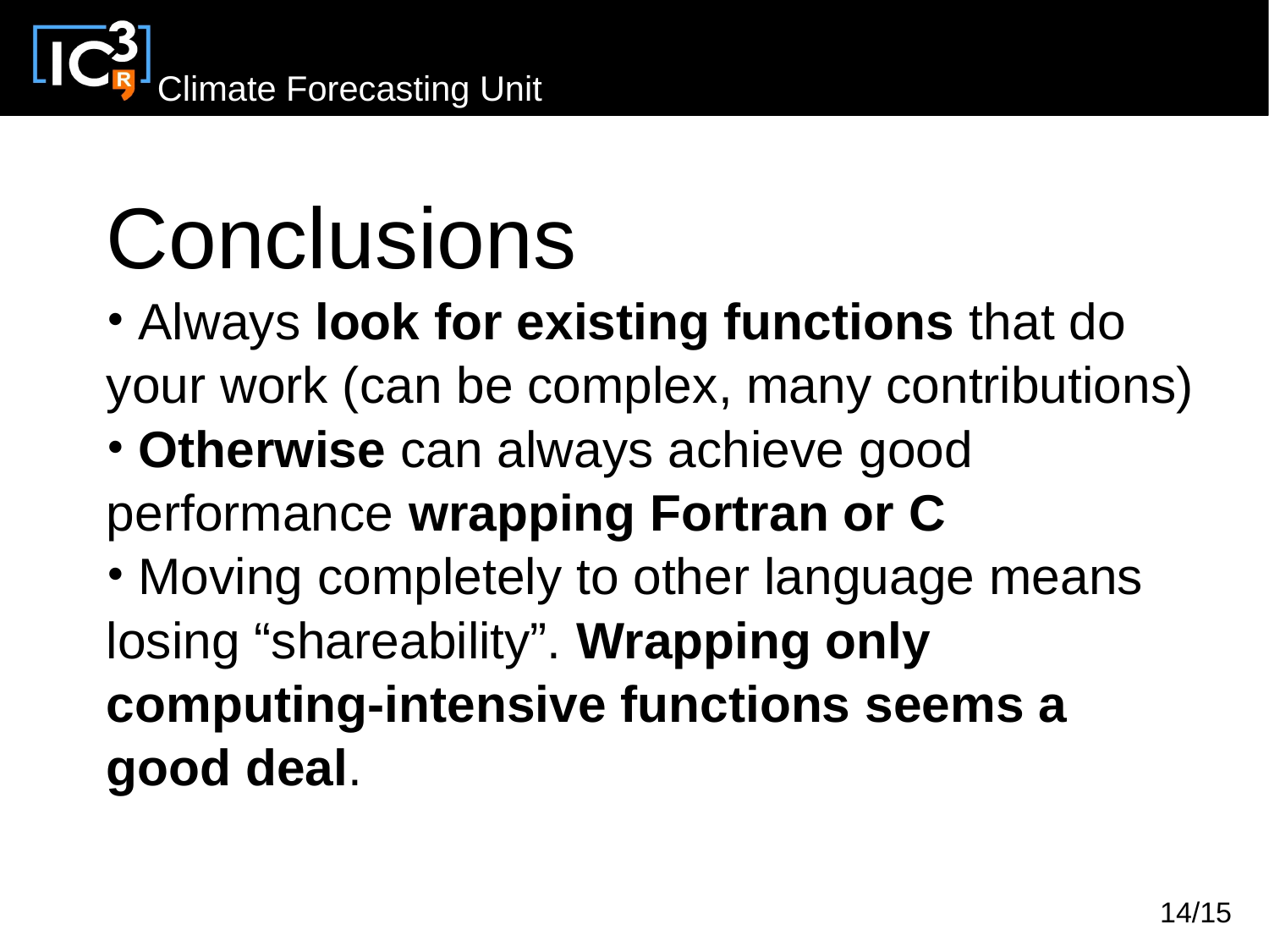# Conclusions

- Always **look for existing functions** that do your work (can be complex, many contributions)
- **Otherwise** can always achieve good performance **wrapping Fortran or C**
- Moving completely to other language means losing “shareability”. **Wrapping only computing-intensive functions seems a good deal**.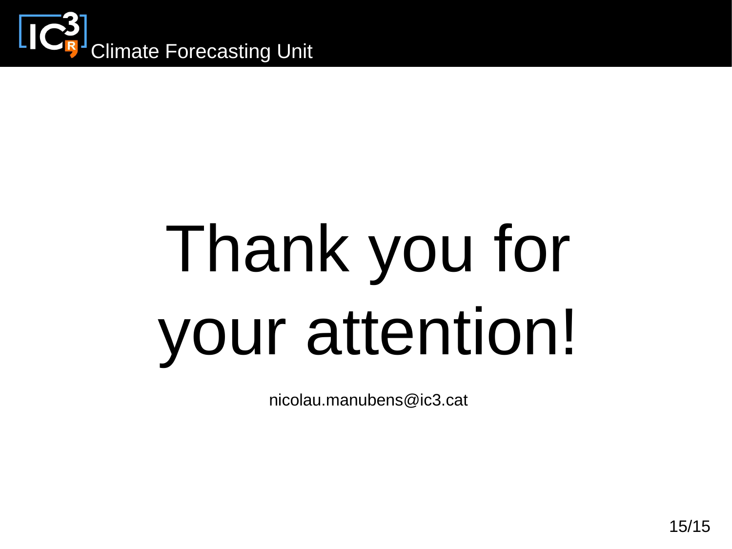Climate Forecasting Unit

# Thank you for your attention!

nicolau.manubens@ic3.cat